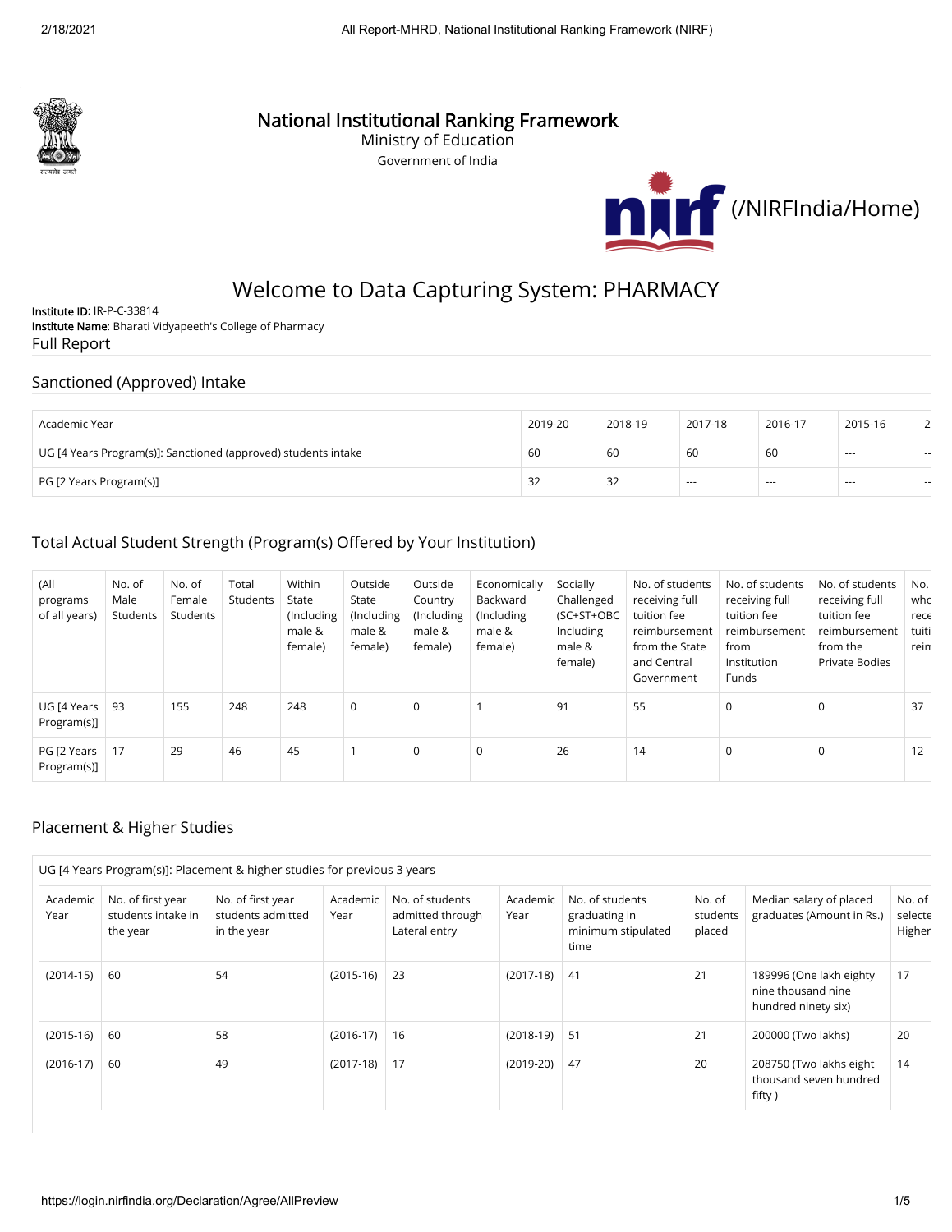# National Institutional Ranking Framework

Ministry of Education

Government of India

(/NIRFIndia/Home)

## Welcome to Data Capturing System: PHARMACY

**Institute ID**: IR-P-C-33814

**Institute Name**: Bharati Vidyapeeth's College of Pharmacy

Full Report

### Sanctioned (Approved) Intake

| Academic Year | 2019-20 | 2018-19 | 2017-18 | 2016-17 | 2015-16 | 2 |
|---|---|---|---|---|---|---|
| UG [4 Years Program(s)]: Sanctioned (approved) students intake | 60 | 60 | 60 | 60 | --- | -- |
| PG [2 Years Program(s)] | 32 | 32 | --- | --- | --- | -- |

### Total Actual Student Strength (Program(s) Offered by Your Institution)

| (All programs of all years) | No. of Male Students | No. of Female Students | Total Students | Within State (Including male & female) | Outside State (Including male & female) | Outside Country (Including male & female) | Economically Backward (Including male & female) | Socially Challenged (SC+ST+OBC Including male & female) | No. of students receiving full tuition fee reimbursement from the State and Central Government | No. of students receiving full tuition fee reimbursement from Institution Funds | No. of students receiving full tuition fee reimbursement from the Private Bodies | No. who rece tuiti reim |
|---|---|---|---|---|---|---|---|---|---|---|---|---|
| UG [4 Years Program(s)] | 93 | 155 | 248 | 248 | 0 | 0 | 1 | 91 | 55 | 0 | 0 | 37 |
| PG [2 Years Program(s)] | 17 | 29 | 46 | 45 | 1 | 0 | 0 | 26 | 14 | 0 | 0 | 12 |

### Placement & Higher Studies

UG [4 Years Program(s)]: Placement & higher studies for previous 3 years

| Academic Year | No. of first year students intake in the year | No. of first year students admitted in the year | Academic Year | No. of students admitted through Lateral entry | Academic Year | No. of students graduating in minimum stipulated time | No. of students placed | Median salary of placed graduates (Amount in Rs.) | No. of selecte Higher |
|---|---|---|---|---|---|---|---|---|---|
| (2014-15) | 60 | 54 | (2015-16) | 23 | (2017-18) | 41 | 21 | 189996 (One lakh eighty nine thousand nine hundred ninety six) | 17 |
| (2015-16) | 60 | 58 | (2016-17) | 16 | (2018-19) | 51 | 21 | 200000 (Two lakhs) | 20 |
| (2016-17) | 60 | 49 | (2017-18) | 17 | (2019-20) | 47 | 20 | 208750 (Two lakhs eight thousand seven hundred fifty ) | 14 |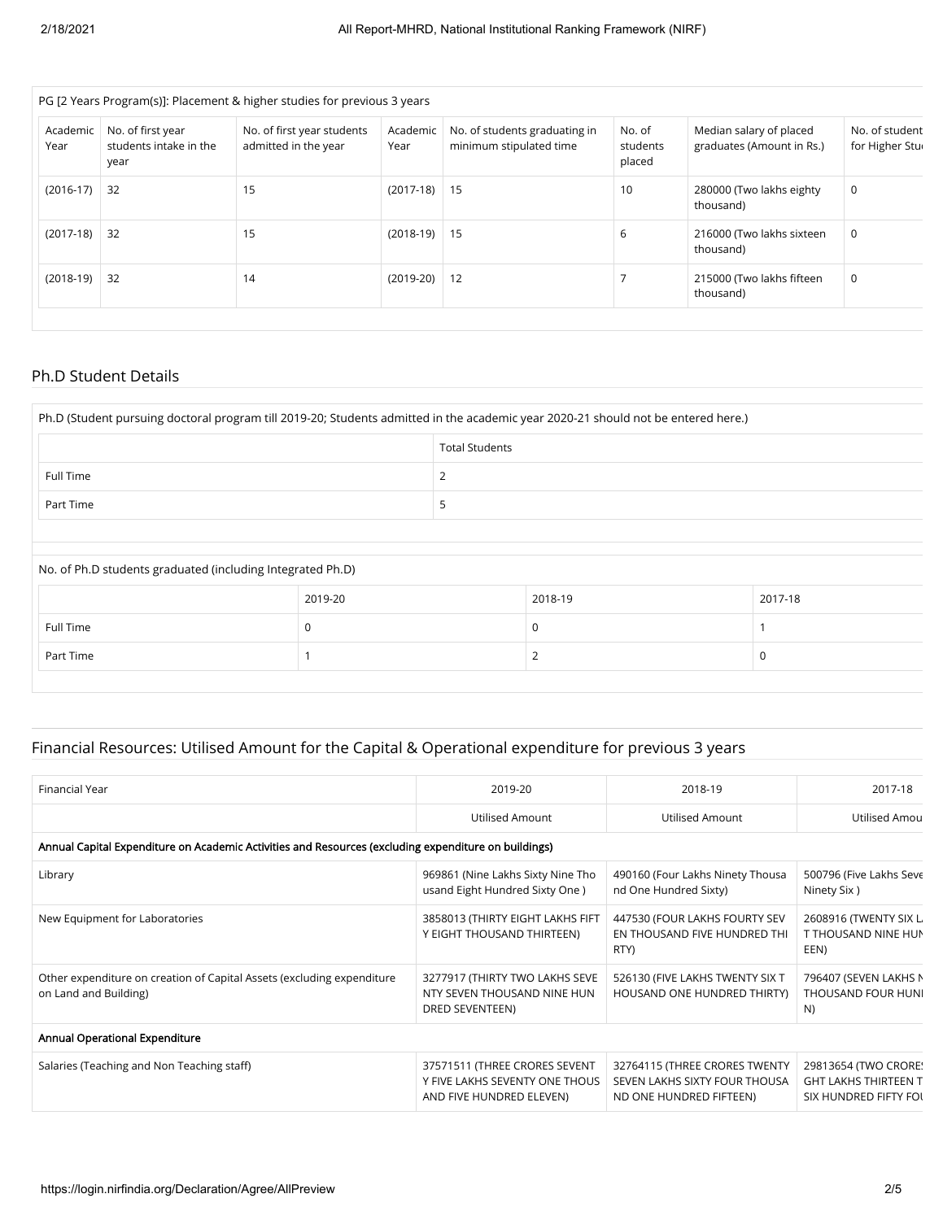| PG [2 Years Program(s)]: Placement & higher studies for previous 3 years | | | | | | | |
|---|---|---|---|---|---|---|---|
| Academic Year | No. of first year students intake in the year | No. of first year students admitted in the year | Academic Year | No. of students graduating in minimum stipulated time | No. of students placed | Median salary of placed graduates (Amount in Rs.) | No. of student for Higher Stu |
| (2016-17) | 32 | 15 | (2017-18) | 15 | 10 | 280000 (Two lakhs eighty thousand) | 0 |
| (2017-18) | 32 | 15 | (2018-19) | 15 | 6 | 216000 (Two lakhs sixteen thousand) | 0 |
| (2018-19) | 32 | 14 | (2019-20) | 12 | 7 | 215000 (Two lakhs fifteen thousand) | 0 |

## Ph.D Student Details

| Ph.D (Student pursuing doctoral program till 2019-20; Students admitted in the academic year 2020-21 should not be entered here.) | |
|---|---|
| | Total Students |
| Full Time | 2 |
| Part Time | 5 |

| No. of Ph.D students graduated (including Integrated Ph.D) | | | |
|---|---|---|---|
| | 2019-20 | 2018-19 | 2017-18 |
| Full Time | 0 | 0 | 1 |
| Part Time | 1 | 2 | 0 |

## Financial Resources: Utilised Amount for the Capital & Operational expenditure for previous 3 years

| Financial Year | 2019-20 | 2018-19 | 2017-18 |
|---|---|---|---|
| | Utilised Amount | Utilised Amount | Utilised Amou |
| **Annual Capital Expenditure on Academic Activities and Resources (excluding expenditure on buildings)** | | | |
| Library | 969861 (Nine Lakhs Sixty Nine Thousand Eight Hundred Sixty One ) | 490160 (Four Lakhs Ninety Thousand One Hundred Sixty) | 500796 (Five Lakhs Seve Ninety Six ) |
| New Equipment for Laboratories | 3858013 (THIRTY EIGHT LAKHS FIFTY EIGHT THOUSAND THIRTEEN) | 447530 (FOUR LAKHS FOURTY SEVEN THOUSAND FIVE HUNDRED THIRTY) | 2608916 (TWENTY SIX L T THOUSAND NINE HUN EEN) |
| Other expenditure on creation of Capital Assets (excluding expenditure on Land and Building) | 3277917 (THIRTY TWO LAKHS SEVENTY SEVEN THOUSAND NINE HUNDRED SEVENTEEN) | 526130 (FIVE LAKHS TWENTY SIX THOUSAND ONE HUNDRED THIRTY) | 796407 (SEVEN LAKHS N THOUSAND FOUR HUNI N) |
| **Annual Operational Expenditure** | | | |
| Salaries (Teaching and Non Teaching staff) | 37571511 (THREE CRORES SEVENTY FIVE LAKHS SEVENTY ONE THOUSAND FIVE HUNDRED ELEVEN) | 32764115 (THREE CRORES TWENTY SEVEN LAKHS SIXTY FOUR THOUSAND ONE HUNDRED FIFTEEN) | 29813654 (TWO CRORES GHT LAKHS THIRTEEN T SIX HUNDRED FIFTY FOU |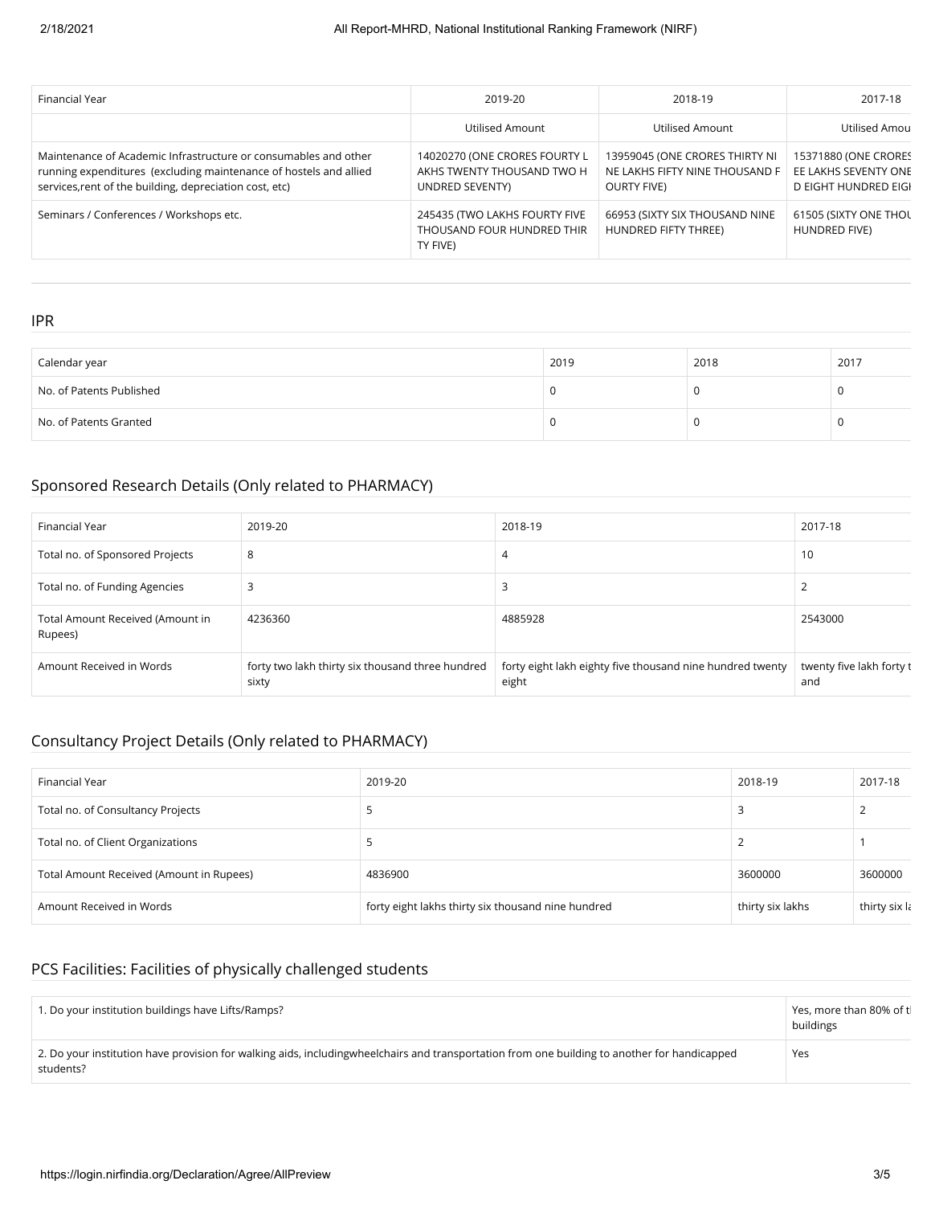| Financial Year | 2019-20 | 2018-19 | 2017-18 |
|---|---|---|---|
| | Utilised Amount | Utilised Amount | Utilised Amou |
| Maintenance of Academic Infrastructure or consumables and other running expenditures (excluding maintenance of hostels and allied services,rent of the building, depreciation cost, etc) | 14020270 (ONE CRORES FOURTY LAKHS TWENTY THOUSAND TWO HUNDRED SEVENTY) | 13959045 (ONE CRORES THIRTY NINE LAKHS FIFTY NINE THOUSAND FOURTY FIVE) | 15371880 (ONE CRORES EE LAKHS SEVENTY ONE D EIGHT HUNDRED EIGH |
| Seminars / Conferences / Workshops etc. | 245435 (TWO LAKHS FOURTY FIVE THOUSAND FOUR HUNDRED THIRTY FIVE) | 66953 (SIXTY SIX THOUSAND NINE HUNDRED FIFTY THREE) | 61505 (SIXTY ONE THOU HUNDRED FIVE) |

## IPR

| Calendar year | 2019 | 2018 | 2017 |
|---|---|---|---|
| No. of Patents Published | 0 | 0 | 0 |
| No. of Patents Granted | 0 | 0 | 0 |

## Sponsored Research Details (Only related to PHARMACY)

| Financial Year | 2019-20 | 2018-19 | 2017-18 |
|---|---|---|---|
| Total no. of Sponsored Projects | 8 | 4 | 10 |
| Total no. of Funding Agencies | 3 | 3 | 2 |
| Total Amount Received (Amount in Rupees) | 4236360 | 4885928 | 2543000 |
| Amount Received in Words | forty two lakh thirty six thousand three hundred sixty | forty eight lakh eighty five thousand nine hundred twenty eight | twenty five lakh forty t and |

## Consultancy Project Details (Only related to PHARMACY)

| Financial Year | 2019-20 | 2018-19 | 2017-18 |
|---|---|---|---|
| Total no. of Consultancy Projects | 5 | 3 | 2 |
| Total no. of Client Organizations | 5 | 2 | 1 |
| Total Amount Received (Amount in Rupees) | 4836900 | 3600000 | 3600000 |
| Amount Received in Words | forty eight lakhs thirty six thousand nine hundred | thirty six lakhs | thirty six la |

## PCS Facilities: Facilities of physically challenged students

| | |
|---|---|
| 1. Do your institution buildings have Lifts/Ramps? | Yes, more than 80% of t buildings |
| 2. Do your institution have provision for walking aids, includingwheelchairs and transportation from one building to another for handicapped students? | Yes |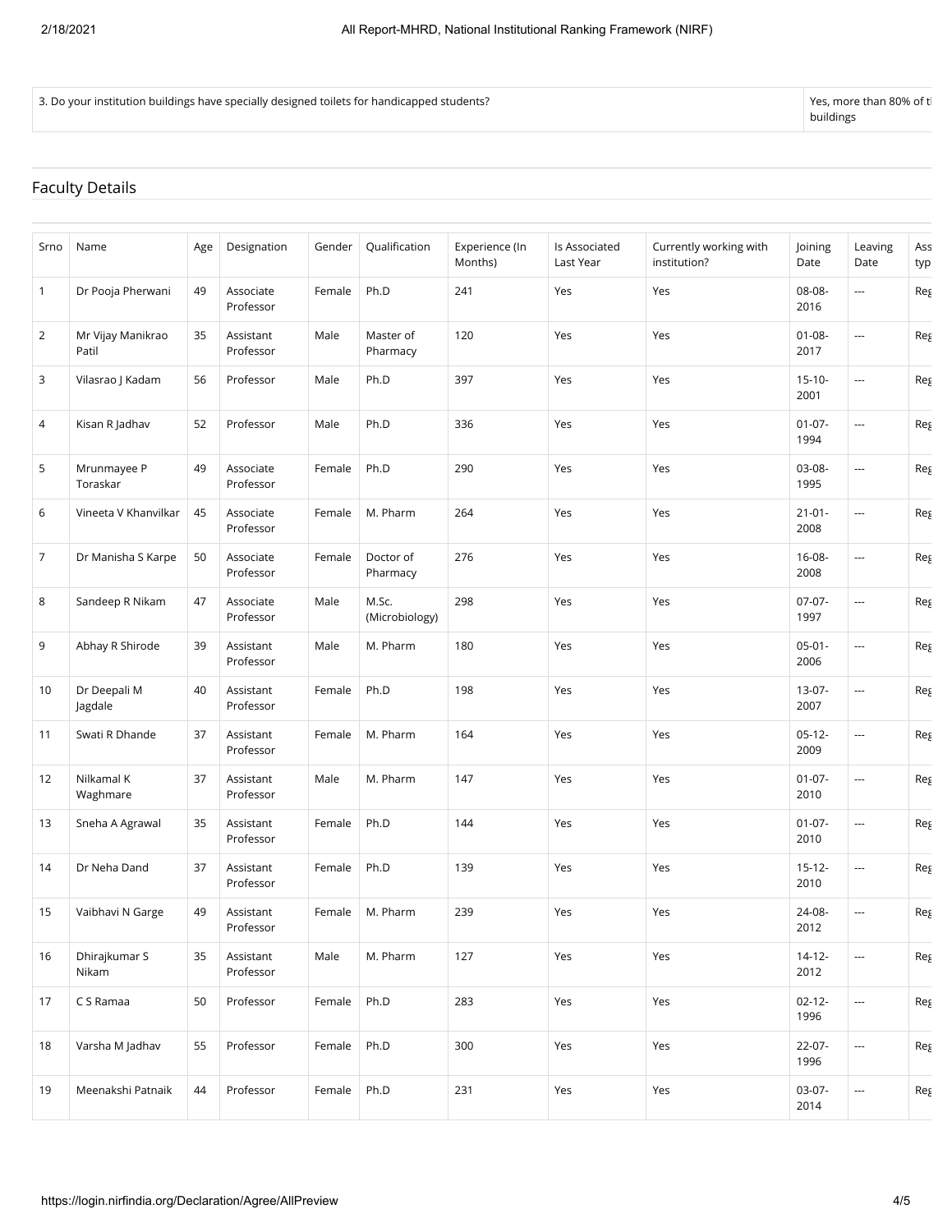| 3. Do your institution buildings have specially designed toilets for handicapped students? | Yes, more than 80% of t buildings |
|---|---|

## Faculty Details

| Srno | Name | Age | Designation | Gender | Qualification | Experience (In Months) | Is Associated Last Year | Currently working with institution? | Joining Date | Leaving Date | Ass typ |
|---|---|---|---|---|---|---|---|---|---|---|---|
| 1 | Dr Pooja Pherwani | 49 | Associate Professor | Female | Ph.D | 241 | Yes | Yes | 08-08-2016 | --- | Reg |
| 2 | Mr Vijay Manikrao Patil | 35 | Assistant Professor | Male | Master of Pharmacy | 120 | Yes | Yes | 01-08-2017 | --- | Reg |
| 3 | Vilasrao J Kadam | 56 | Professor | Male | Ph.D | 397 | Yes | Yes | 15-10-2001 | --- | Reg |
| 4 | Kisan R Jadhav | 52 | Professor | Male | Ph.D | 336 | Yes | Yes | 01-07-1994 | --- | Reg |
| 5 | Mrunmayee P Toraskar | 49 | Associate Professor | Female | Ph.D | 290 | Yes | Yes | 03-08-1995 | --- | Reg |
| 6 | Vineeta V Khanvilkar | 45 | Associate Professor | Female | M. Pharm | 264 | Yes | Yes | 21-01-2008 | --- | Reg |
| 7 | Dr Manisha S Karpe | 50 | Associate Professor | Female | Doctor of Pharmacy | 276 | Yes | Yes | 16-08-2008 | --- | Reg |
| 8 | Sandeep R Nikam | 47 | Associate Professor | Male | M.Sc. (Microbiology) | 298 | Yes | Yes | 07-07-1997 | --- | Reg |
| 9 | Abhay R Shirode | 39 | Assistant Professor | Male | M. Pharm | 180 | Yes | Yes | 05-01-2006 | --- | Reg |
| 10 | Dr Deepali M Jagdale | 40 | Assistant Professor | Female | Ph.D | 198 | Yes | Yes | 13-07-2007 | --- | Reg |
| 11 | Swati R Dhande | 37 | Assistant Professor | Female | M. Pharm | 164 | Yes | Yes | 05-12-2009 | --- | Reg |
| 12 | Nilkamal K Waghmare | 37 | Assistant Professor | Male | M. Pharm | 147 | Yes | Yes | 01-07-2010 | --- | Reg |
| 13 | Sneha A Agrawal | 35 | Assistant Professor | Female | Ph.D | 144 | Yes | Yes | 01-07-2010 | --- | Reg |
| 14 | Dr Neha Dand | 37 | Assistant Professor | Female | Ph.D | 139 | Yes | Yes | 15-12-2010 | --- | Reg |
| 15 | Vaibhavi N Garge | 49 | Assistant Professor | Female | M. Pharm | 239 | Yes | Yes | 24-08-2012 | --- | Reg |
| 16 | Dhirajkumar S Nikam | 35 | Assistant Professor | Male | M. Pharm | 127 | Yes | Yes | 14-12-2012 | --- | Reg |
| 17 | C S Ramaa | 50 | Professor | Female | Ph.D | 283 | Yes | Yes | 02-12-1996 | --- | Reg |
| 18 | Varsha M Jadhav | 55 | Professor | Female | Ph.D | 300 | Yes | Yes | 22-07-1996 | --- | Reg |
| 19 | Meenakshi Patnaik | 44 | Professor | Female | Ph.D | 231 | Yes | Yes | 03-07-2014 | --- | Reg |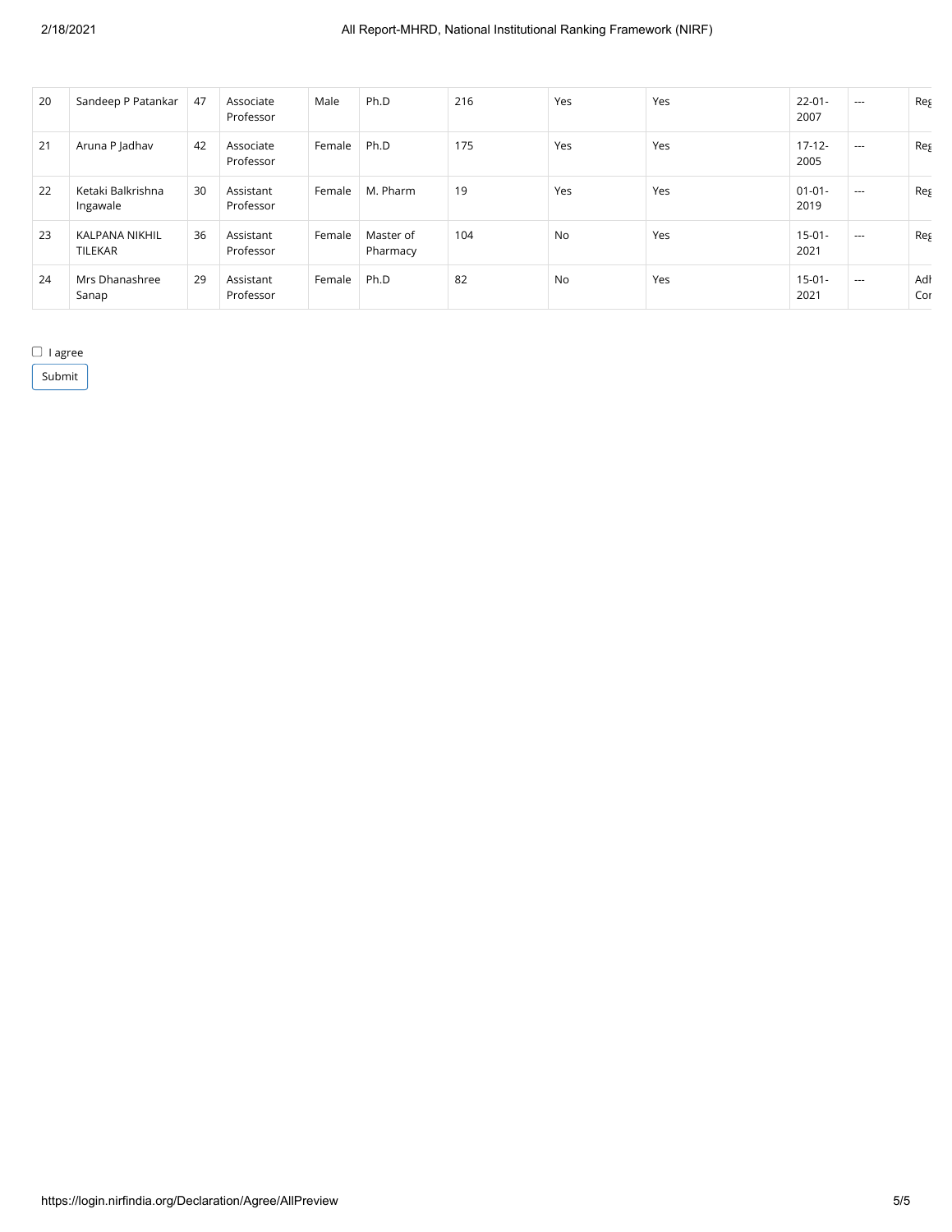| | | | | | | | | | | | |
|---|---|---|---|---|---|---|---|---|---|---|---|
| 20 | Sandeep P Patankar | 47 | Associate Professor | Male | Ph.D | 216 | Yes | Yes | 22-01-2007 | --- | Reg |
| 21 | Aruna P Jadhav | 42 | Associate Professor | Female | Ph.D | 175 | Yes | Yes | 17-12-2005 | --- | Reg |
| 22 | Ketaki Balkrishna Ingawale | 30 | Assistant Professor | Female | M. Pharm | 19 | Yes | Yes | 01-01-2019 | --- | Reg |
| 23 | KALPANA NIKHIL TILEKAR | 36 | Assistant Professor | Female | Master of Pharmacy | 104 | No | Yes | 15-01-2021 | --- | Reg |
| 24 | Mrs Dhanashree Sanap | 29 | Assistant Professor | Female | Ph.D | 82 | No | Yes | 15-01-2021 | --- | Adh Con |

☐ I agree

Submit